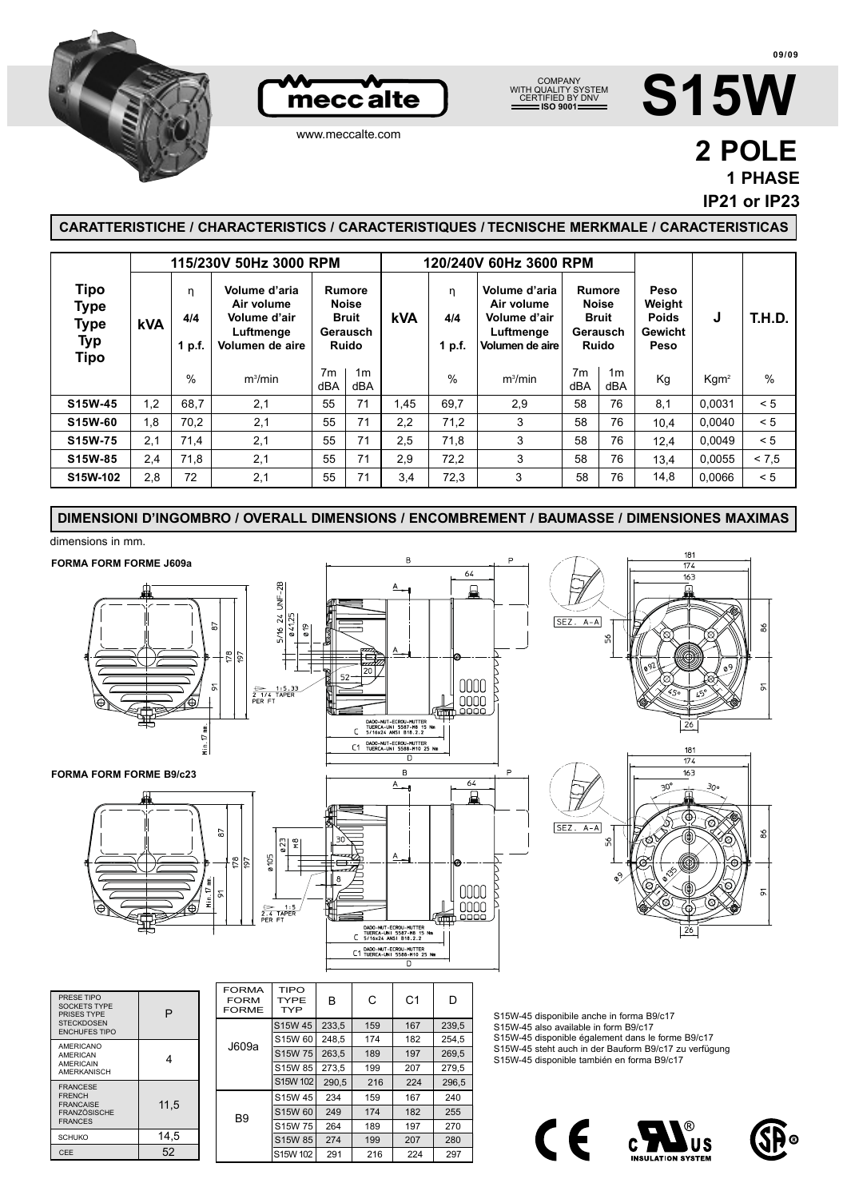# S15W

**2 POLE**
**1 PHASE**
**IP21 or IP23**

mecc alte

www.meccalte.com

COMPANY WITH QUALITY SYSTEM CERTIFIED BY DNV ISO 9001

09/09

## CARATTERISTICHE / CHARACTERISTICS / CARACTERISTIQUES / TECNISCHE MERKMALE / CARACTERISTICAS

| Tipo Type Type Typ Tipo | 115/230V 50Hz 3000 RPM | | | | | 120/240V 60Hz 3600 RPM | | | | | Peso Weight Poids Gewicht Peso | J | T.H.D. |
|---|---|---|---|---|---|---|---|---|---|---|---|---|---|
| | kVA | η 4/4 1 p.f. | Volume d'aria Air volume Volume d'air Luftmenge Volumen de aire | Rumore Noise Bruit Gerausch Ruido | | kVA | η 4/4 1 p.f. | Volume d'aria Air volume Volume d'air Luftmenge Volumen de aire | Rumore Noise Bruit Gerausch Ruido | | | | |
| | | % | m³/min | 7m dBA | 1m dBA | | % | m³/min | 7m dBA | 1m dBA | Kg | Kgm² | % |
| S15W-45 | 1,2 | 68,7 | 2,1 | 55 | 71 | 1,45 | 69,7 | 2,9 | 58 | 76 | 8,1 | 0,0031 | < 5 |
| S15W-60 | 1,8 | 70,2 | 2,1 | 55 | 71 | 2,2 | 71,2 | 3 | 58 | 76 | 10,4 | 0,0040 | < 5 |
| S15W-75 | 2,1 | 71,4 | 2,1 | 55 | 71 | 2,5 | 71,8 | 3 | 58 | 76 | 12,4 | 0,0049 | < 5 |
| S15W-85 | 2,4 | 71,8 | 2,1 | 55 | 71 | 2,9 | 72,2 | 3 | 58 | 76 | 13,4 | 0,0055 | < 7,5 |
| S15W-102 | 2,8 | 72 | 2,1 | 55 | 71 | 3,4 | 72,3 | 3 | 58 | 76 | 14,8 | 0,0066 | < 5 |

## DIMENSIONI D'INGOMBRO / OVERALL DIMENSIONS / ENCOMBREMENT / BAUMASSE / DIMENSIONES MAXIMAS

dimensions in mm.

**FORMA FORM FORME J609a**

**FORMA FORM FORME B9/c23**

| PRESE TIPO SOCKETS TYPE PRISES TYPE STECKDOSEN ENCHUFES TIPO | P |
|---|---|
| AMERICANO AMERICAN AMERICAIN AMERKANISCH | 4 |
| FRANCESE FRENCH FRANCAISE FRANZÖSISCHE FRANCES | 11,5 |
| SCHUKO | 14,5 |
| CEE | 52 |

| FORMA FORM FORME | TIPO TYPE TYP | B | C | C1 | D |
|---|---|---|---|---|---|
| J609a | S15W 45 | 233,5 | 159 | 167 | 239,5 |
| | S15W 60 | 248,5 | 174 | 182 | 254,5 |
| | S15W 75 | 263,5 | 189 | 197 | 269,5 |
| | S15W 85 | 273,5 | 199 | 207 | 279,5 |
| | S15W 102 | 290,5 | 216 | 224 | 296,5 |
| B9 | S15W 45 | 234 | 159 | 167 | 240 |
| | S15W 60 | 249 | 174 | 182 | 255 |
| | S15W 75 | 264 | 189 | 197 | 270 |
| | S15W 85 | 274 | 199 | 207 | 280 |
| | S15W 102 | 291 | 216 | 224 | 297 |

S15W-45 disponibile anche in forma B9/c17
S15W-45 also available in form B9/c17
S15W-45 disponible également dans le forme B9/c17
S15W-45 steht auch in der Bauform B9/c17 zu verfügung
S15W-45 disponible también en forma B9/c17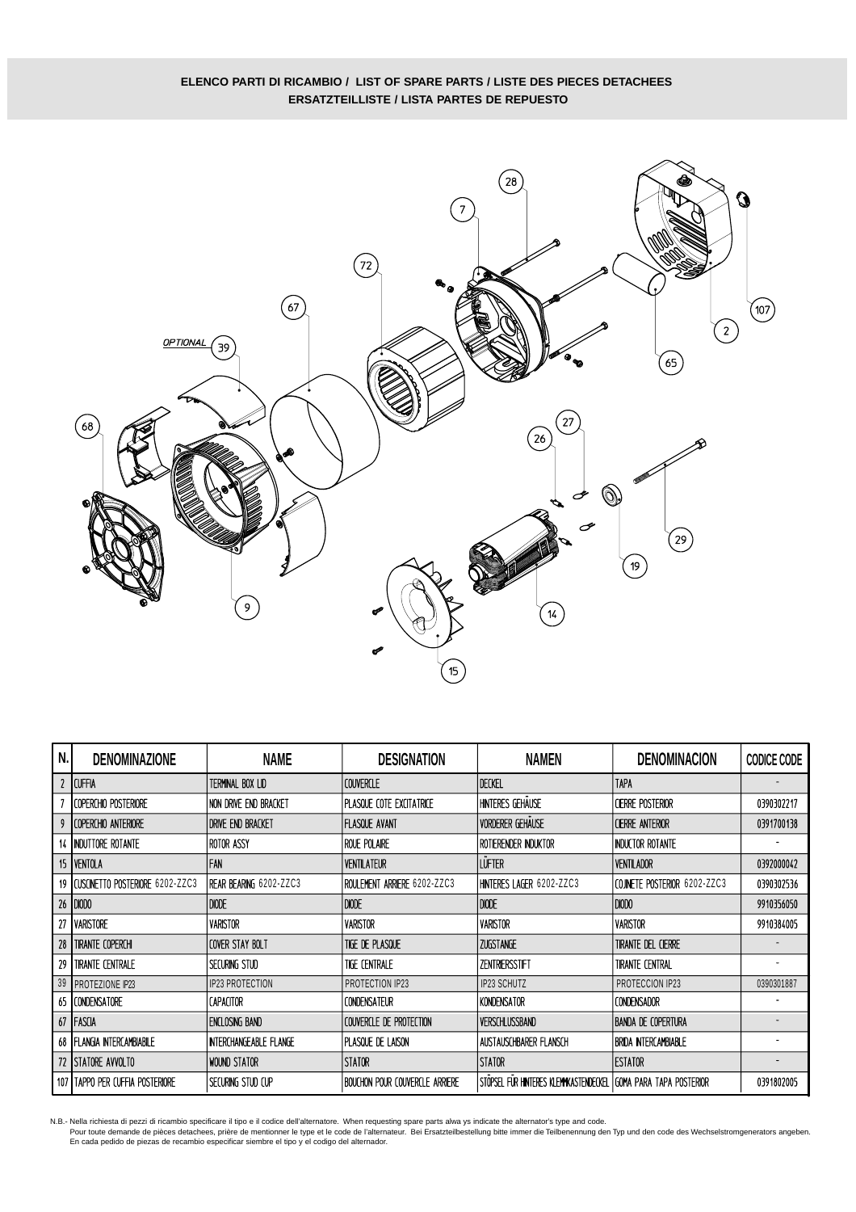## ELENCO PARTI DI RICAMBIO / LIST OF SPARE PARTS / LISTE DES PIECES DETACHEES
## ERSATZTEILLISTE / LISTA PARTES DE REPUESTO

28
7
72
67
OPTIONAL 39
107
2
65
27
26
68
29
19
9
14
15

| N. | DENOMINAZIONE | NAME | DESIGNATION | NAMEN | DENOMINACION | CODICE CODE |
|---|---|---|---|---|---|---|
| 2 | CUFFIA | TERMINAL BOX LID | COUVERCLE | DECKEL | TAPA | - |
| 7 | COPERCHIO POSTERIORE | NON DRIVE END BRACKET | PLASQUE COTE EXCITATRICE | HINTERES GEHÄUSE | CIERRE POSTERIOR | 0390302217 |
| 9 | COPERCHIO ANTERIORE | DRIVE END BRACKET | FLASQUE AVANT | VORDERER GEHÄUSE | CIERRE ANTERIOR | 0391700138 |
| 14 | INDUTTORE ROTANTE | ROTOR ASSY | ROUE POLAIRE | ROTIERENDER INDUKTOR | INDUCTOR ROTANTE | - |
| 15 | VENTOLA | FAN | VENTILATEUR | LÜFTER | VENTILADOR | 0392000042 |
| 19 | CUSCINETTO POSTERIORE 6202-ZZC3 | REAR BEARING 6202-ZZC3 | ROULEMENT ARRIERE 6202-ZZC3 | HINTERES LAGER 6202-ZZC3 | COJINETE POSTERIOR 6202-ZZC3 | 0390302536 |
| 26 | DIODO | DIODE | DIODE | DIODE | DIODO | 9910356050 |
| 27 | VARISTORE | VARISTOR | VARISTOR | VARISTOR | VARISTOR | 9910384005 |
| 28 | TIRANTE COPERCHI | COVER STAY BOLT | TIGE DE PLASQUE | ZUGSTANGE | TIRANTE DEL CIERRE | - |
| 29 | TIRANTE CENTRALE | SECURING STUD | TIGE CENTRALE | ZENTRIERSSTIFT | TIRANTE CENTRAL | - |
| 39 | PROTEZIONE IP23 | IP23 PROTECTION | PROTECTION IP23 | IP23 SCHUTZ | PROTECCION IP23 | 0390301887 |
| 65 | CONDENSATORE | CAPACITOR | CONDENSATEUR | KONDENSATOR | CONDENSADOR | - |
| 67 | FASCIA | ENCLOSING BAND | COUVERCLE DE PROTECTION | VERSCHLUSSBAND | BANDA DE COPERTURA | - |
| 68 | FLANGIA INTERCAMBIABILE | INTERCHANGEABLE FLANGE | PLASQUE DE LAISON | AUSTAUSCHBARER FLANSCH | BRIDA INTERCAMBIABLE | - |
| 72 | STATORE AVVOLTO | WOUND STATOR | STATOR | STATOR | ESTATOR | - |
| 107 | TAPPO PER CUFFIA POSTERIORE | SECURING STUD CUP | BOUCHON POUR COUVERCLE ARRIERE | STÖPSEL FÜR HINTERES KLEMMKASTENDECKEL | GOMA PARA TAPA POSTERIOR | 0391802005 |

N.B.- Nella richiesta di pezzi di ricambio specificare il tipo e il codice dell'alternatore. When requesting spare parts alwa ys indicate the alternator's type and code.
Pour toute demande de pièces detachees, prière de mentionner le type et le code de l'alternateur. Bei Ersatzteilbestellung bitte immer die Teilbenennung den Typ und den code des Wechselstromgenerators angeben.
En cada pedido de piezas de recambio especificar siembre el tipo y el codigo del alternador.